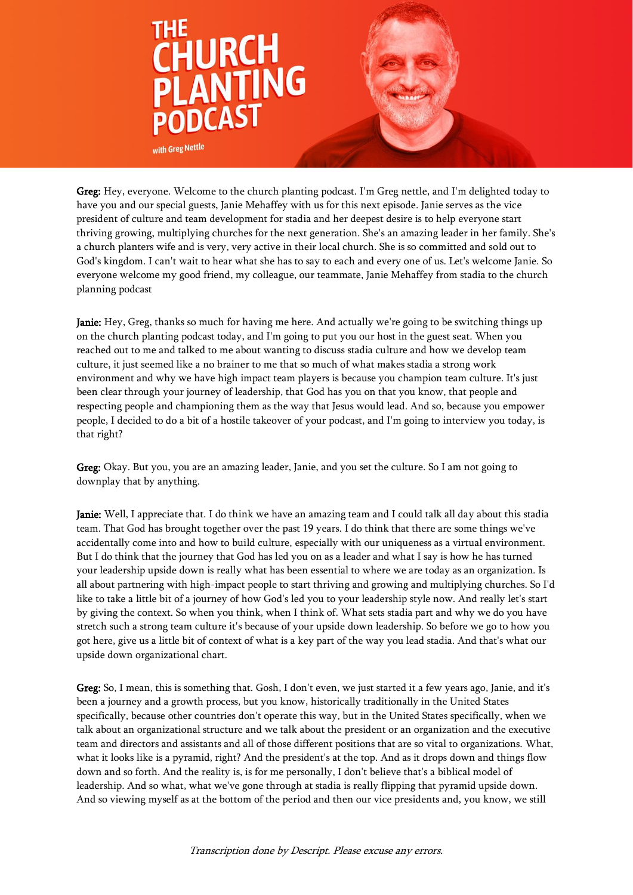# THE CHURCH PLANTING PODCAST

with Greg Nettle

**Greg:** Hey, everyone. Welcome to the church planting podcast. I'm Greg nettle, and I'm delighted today to have you and our special guests, Janie Mehaffey with us for this next episode. Janie serves as the vice president of culture and team development for stadia and her deepest desire is to help everyone start thriving growing, multiplying churches for the next generation. She's an amazing leader in her family. She's a church planters wife and is very, very active in their local church. She is so committed and sold out to God's kingdom. I can't wait to hear what she has to say to each and every one of us. Let's welcome Janie. So everyone welcome my good friend, my colleague, our teammate, Janie Mehaffey from stadia to the church planning podcast

**Janie:** Hey, Greg, thanks so much for having me here. And actually we're going to be switching things up on the church planting podcast today, and I'm going to put you our host in the guest seat. When you reached out to me and talked to me about wanting to discuss stadia culture and how we develop team culture, it just seemed like a no brainer to me that so much of what makes stadia a strong work environment and why we have high impact team players is because you champion team culture. It's just been clear through your journey of leadership, that God has you on that you know, that people and respecting people and championing them as the way that Jesus would lead. And so, because you empower people, I decided to do a bit of a hostile takeover of your podcast, and I'm going to interview you today, is that right?

**Greg:** Okay. But you, you are an amazing leader, Janie, and you set the culture. So I am not going to downplay that by anything.

**Janie:** Well, I appreciate that. I do think we have an amazing team and I could talk all day about this stadia team. That God has brought together over the past 19 years. I do think that there are some things we've accidentally come into and how to build culture, especially with our uniqueness as a virtual environment. But I do think that the journey that God has led you on as a leader and what I say is how he has turned your leadership upside down is really what has been essential to where we are today as an organization. Is all about partnering with high-impact people to start thriving and growing and multiplying churches. So I'd like to take a little bit of a journey of how God's led you to your leadership style now. And really let's start by giving the context. So when you think, when I think of. What sets stadia part and why we do you have stretch such a strong team culture it's because of your upside down leadership. So before we go to how you got here, give us a little bit of context of what is a key part of the way you lead stadia. And that's what our upside down organizational chart.

**Greg:** So, I mean, this is something that. Gosh, I don't even, we just started it a few years ago, Janie, and it's been a journey and a growth process, but you know, historically traditionally in the United States specifically, because other countries don't operate this way, but in the United States specifically, when we talk about an organizational structure and we talk about the president or an organization and the executive team and directors and assistants and all of those different positions that are so vital to organizations. What, what it looks like is a pyramid, right? And the president's at the top. And as it drops down and things flow down and so forth. And the reality is, is for me personally, I don't believe that's a biblical model of leadership. And so what, what we've gone through at stadia is really flipping that pyramid upside down. And so viewing myself as at the bottom of the period and then our vice presidents and, you know, we still

*Transcription done by Descript. Please excuse any errors.*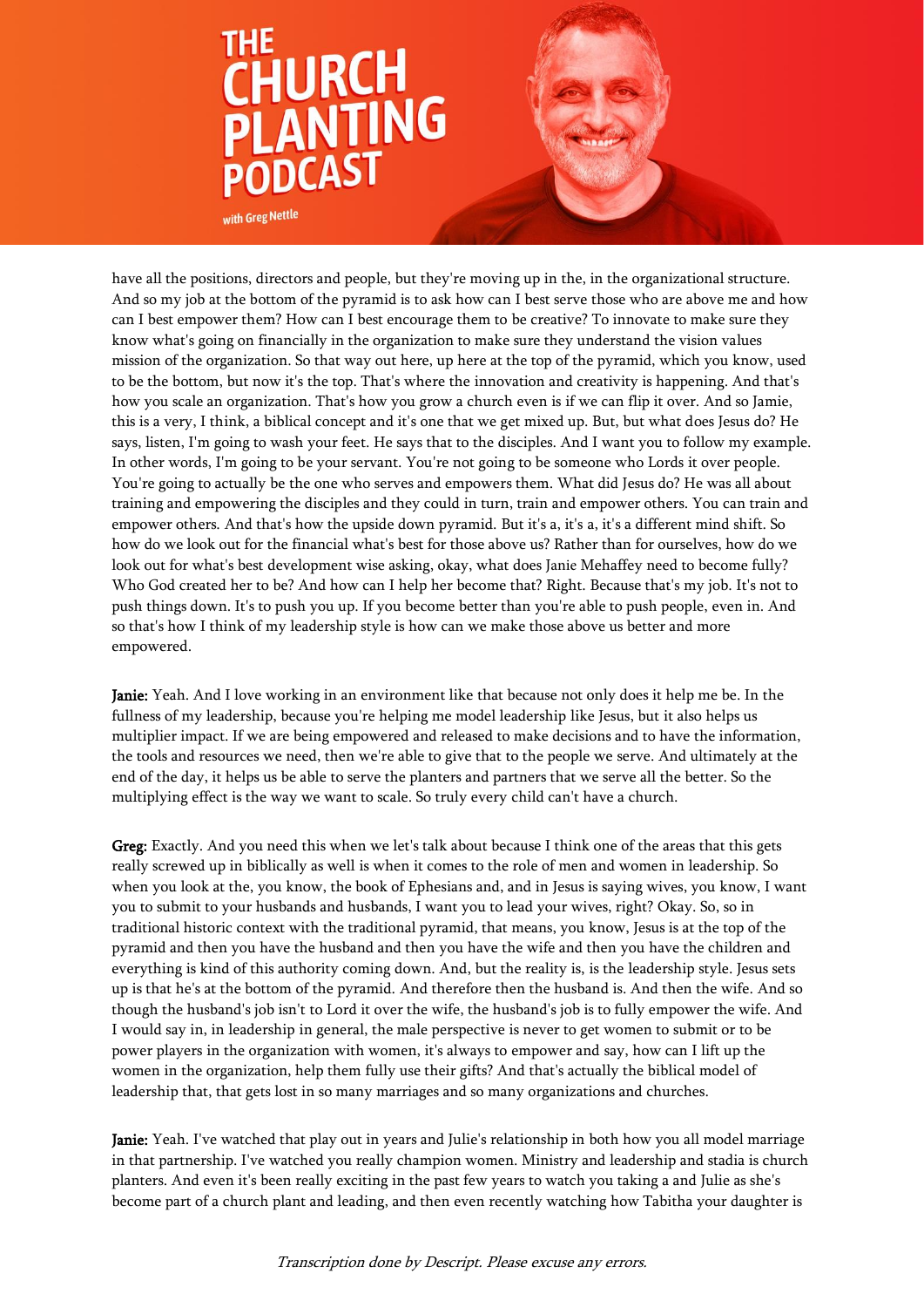have all the positions, directors and people, but they're moving up in the, in the organizational structure. And so my job at the bottom of the pyramid is to ask how can I best serve those who are above me and how can I best empower them? How can I best encourage them to be creative? To innovate to make sure they know what's going on financially in the organization to make sure they understand the vision values mission of the organization. So that way out here, up here at the top of the pyramid, which you know, used to be the bottom, but now it's the top. That's where the innovation and creativity is happening. And that's how you scale an organization. That's how you grow a church even is if we can flip it over. And so Jamie, this is a very, I think, a biblical concept and it's one that we get mixed up. But, but what does Jesus do? He says, listen, I'm going to wash your feet. He says that to the disciples. And I want you to follow my example. In other words, I'm going to be your servant. You're not going to be someone who Lords it over people. You're going to actually be the one who serves and empowers them. What did Jesus do? He was all about training and empowering the disciples and they could in turn, train and empower others. You can train and empower others. And that's how the upside down pyramid. But it's a, it's a, it's a different mind shift. So how do we look out for the financial what's best for those above us? Rather than for ourselves, how do we look out for what's best development wise asking, okay, what does Janie Mehaffey need to become fully? Who God created her to be? And how can I help her become that? Right. Because that's my job. It's not to push things down. It's to push you up. If you become better than you're able to push people, even in. And so that's how I think of my leadership style is how can we make those above us better and more empowered.

**Janie:** Yeah. And I love working in an environment like that because not only does it help me be. In the fullness of my leadership, because you're helping me model leadership like Jesus, but it also helps us multiplier impact. If we are being empowered and released to make decisions and to have the information, the tools and resources we need, then we're able to give that to the people we serve. And ultimately at the end of the day, it helps us be able to serve the planters and partners that we serve all the better. So the multiplying effect is the way we want to scale. So truly every child can't have a church.

**Greg:** Exactly. And you need this when we let's talk about because I think one of the areas that this gets really screwed up in biblically as well is when it comes to the role of men and women in leadership. So when you look at the, you know, the book of Ephesians and, and in Jesus is saying wives, you know, I want you to submit to your husbands and husbands, I want you to lead your wives, right? Okay. So, so in traditional historic context with the traditional pyramid, that means, you know, Jesus is at the top of the pyramid and then you have the husband and then you have the wife and then you have the children and everything is kind of this authority coming down. And, but the reality is, is the leadership style. Jesus sets up is that he's at the bottom of the pyramid. And therefore then the husband is. And then the wife. And so though the husband's job isn't to Lord it over the wife, the husband's job is to fully empower the wife. And I would say in, in leadership in general, the male perspective is never to get women to submit or to be power players in the organization with women, it's always to empower and say, how can I lift up the women in the organization, help them fully use their gifts? And that's actually the biblical model of leadership that, that gets lost in so many marriages and so many organizations and churches.

**Janie:** Yeah. I've watched that play out in years and Julie's relationship in both how you all model marriage in that partnership. I've watched you really champion women. Ministry and leadership and stadia is church planters. And even it's been really exciting in the past few years to watch you taking a and Julie as she's become part of a church plant and leading, and then even recently watching how Tabitha your daughter is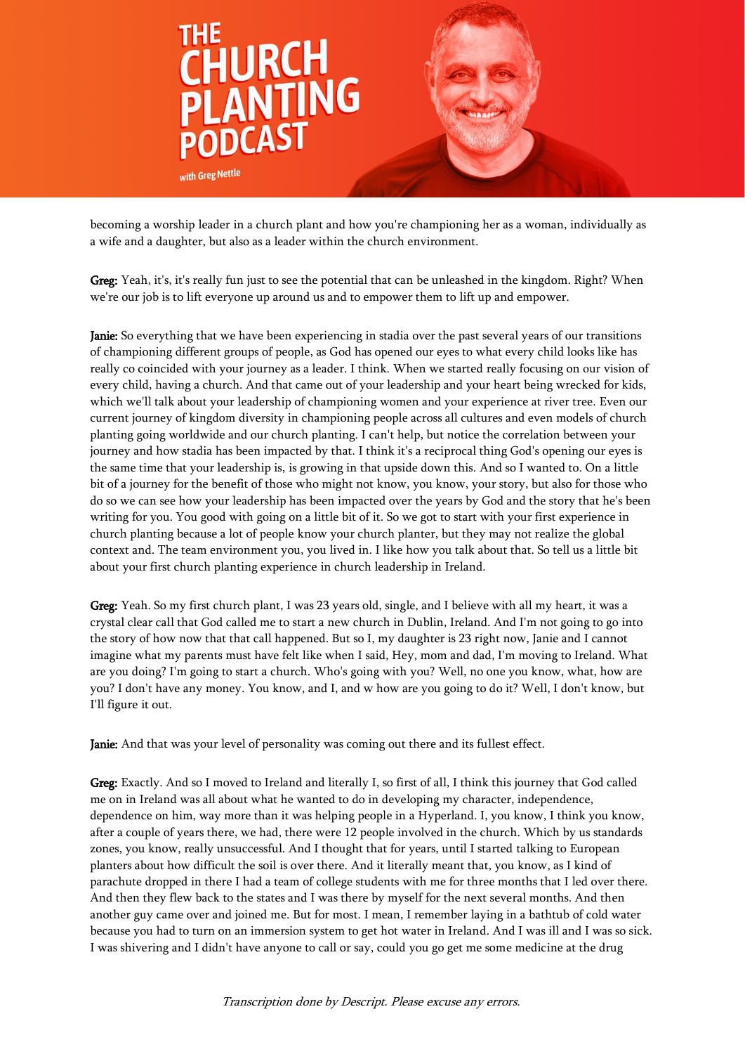becoming a worship leader in a church plant and how you're championing her as a woman, individually as a wife and a daughter, but also as a leader within the church environment.

**Greg:** Yeah, it's, it's really fun just to see the potential that can be unleashed in the kingdom. Right? When we're our job is to lift everyone up around us and to empower them to lift up and empower.

**Janie:** So everything that we have been experiencing in stadia over the past several years of our transitions of championing different groups of people, as God has opened our eyes to what every child looks like has really co coincided with your journey as a leader. I think. When we started really focusing on our vision of every child, having a church. And that came out of your leadership and your heart being wrecked for kids, which we'll talk about your leadership of championing women and your experience at river tree. Even our current journey of kingdom diversity in championing people across all cultures and even models of church planting going worldwide and our church planting. I can't help, but notice the correlation between your journey and how stadia has been impacted by that. I think it's a reciprocal thing God's opening our eyes is the same time that your leadership is, is growing in that upside down this. And so I wanted to. On a little bit of a journey for the benefit of those who might not know, you know, your story, but also for those who do so we can see how your leadership has been impacted over the years by God and the story that he's been writing for you. You good with going on a little bit of it. So we got to start with your first experience in church planting because a lot of people know your church planter, but they may not realize the global context and. The team environment you, you lived in. I like how you talk about that. So tell us a little bit about your first church planting experience in church leadership in Ireland.

**Greg:** Yeah. So my first church plant, I was 23 years old, single, and I believe with all my heart, it was a crystal clear call that God called me to start a new church in Dublin, Ireland. And I'm not going to go into the story of how now that that call happened. But so I, my daughter is 23 right now, Janie and I cannot imagine what my parents must have felt like when I said, Hey, mom and dad, I'm moving to Ireland. What are you doing? I'm going to start a church. Who's going with you? Well, no one you know, what, how are you? I don't have any money. You know, and I, and w how are you going to do it? Well, I don't know, but I'll figure it out.

**Janie:** And that was your level of personality was coming out there and its fullest effect.

**Greg:** Exactly. And so I moved to Ireland and literally I, so first of all, I think this journey that God called me on in Ireland was all about what he wanted to do in developing my character, independence, dependence on him, way more than it was helping people in a Hyperland. I, you know, I think you know, after a couple of years there, we had, there were 12 people involved in the church. Which by us standards zones, you know, really unsuccessful. And I thought that for years, until I started talking to European planters about how difficult the soil is over there. And it literally meant that, you know, as I kind of parachute dropped in there I had a team of college students with me for three months that I led over there. And then they flew back to the states and I was there by myself for the next several months. And then another guy came over and joined me. But for most. I mean, I remember laying in a bathtub of cold water because you had to turn on an immersion system to get hot water in Ireland. And I was ill and I was so sick. I was shivering and I didn't have anyone to call or say, could you go get me some medicine at the drug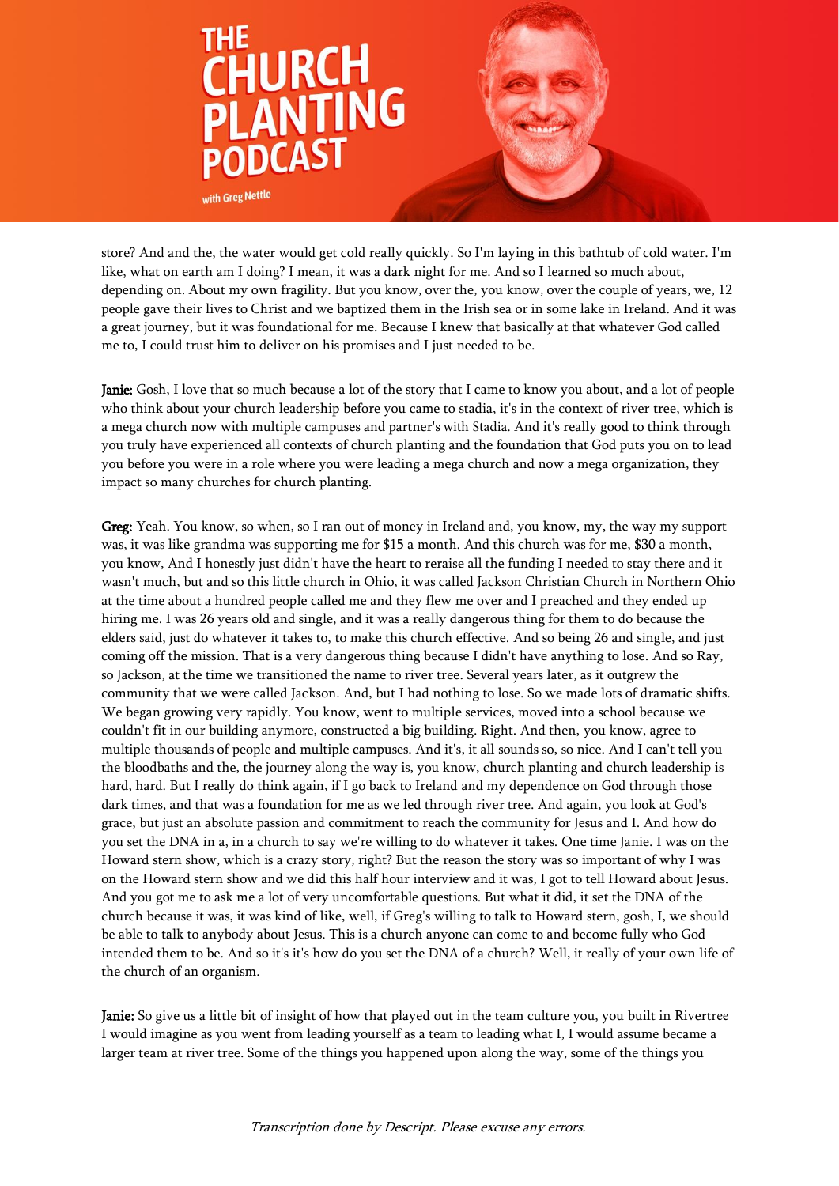store? And and the, the water would get cold really quickly. So I'm laying in this bathtub of cold water. I'm like, what on earth am I doing? I mean, it was a dark night for me. And so I learned so much about, depending on. About my own fragility. But you know, over the, you know, over the couple of years, we, 12 people gave their lives to Christ and we baptized them in the Irish sea or in some lake in Ireland. And it was a great journey, but it was foundational for me. Because I knew that basically at that whatever God called me to, I could trust him to deliver on his promises and I just needed to be.

**Janie:** Gosh, I love that so much because a lot of the story that I came to know you about, and a lot of people who think about your church leadership before you came to stadia, it's in the context of river tree, which is a mega church now with multiple campuses and partner's with Stadia. And it's really good to think through you truly have experienced all contexts of church planting and the foundation that God puts you on to lead you before you were in a role where you were leading a mega church and now a mega organization, they impact so many churches for church planting.

**Greg:** Yeah. You know, so when, so I ran out of money in Ireland and, you know, my, the way my support was, it was like grandma was supporting me for $15 a month. And this church was for me, $30 a month, you know, And I honestly just didn't have the heart to reraise all the funding I needed to stay there and it wasn't much, but and so this little church in Ohio, it was called Jackson Christian Church in Northern Ohio at the time about a hundred people called me and they flew me over and I preached and they ended up hiring me. I was 26 years old and single, and it was a really dangerous thing for them to do because the elders said, just do whatever it takes to, to make this church effective. And so being 26 and single, and just coming off the mission. That is a very dangerous thing because I didn't have anything to lose. And so Ray, so Jackson, at the time we transitioned the name to river tree. Several years later, as it outgrew the community that we were called Jackson. And, but I had nothing to lose. So we made lots of dramatic shifts. We began growing very rapidly. You know, went to multiple services, moved into a school because we couldn't fit in our building anymore, constructed a big building. Right. And then, you know, agree to multiple thousands of people and multiple campuses. And it's, it all sounds so, so nice. And I can't tell you the bloodbaths and the, the journey along the way is, you know, church planting and church leadership is hard, hard. But I really do think again, if I go back to Ireland and my dependence on God through those dark times, and that was a foundation for me as we led through river tree. And again, you look at God's grace, but just an absolute passion and commitment to reach the community for Jesus and I. And how do you set the DNA in a, in a church to say we're willing to do whatever it takes. One time Janie. I was on the Howard stern show, which is a crazy story, right? But the reason the story was so important of why I was on the Howard stern show and we did this half hour interview and it was, I got to tell Howard about Jesus. And you got me to ask me a lot of very uncomfortable questions. But what it did, it set the DNA of the church because it was, it was kind of like, well, if Greg's willing to talk to Howard stern, gosh, I, we should be able to talk to anybody about Jesus. This is a church anyone can come to and become fully who God intended them to be. And so it's it's how do you set the DNA of a church? Well, it really of your own life of the church of an organism.

**Janie:** So give us a little bit of insight of how that played out in the team culture you, you built in Rivertree I would imagine as you went from leading yourself as a team to leading what I, I would assume became a larger team at river tree. Some of the things you happened upon along the way, some of the things you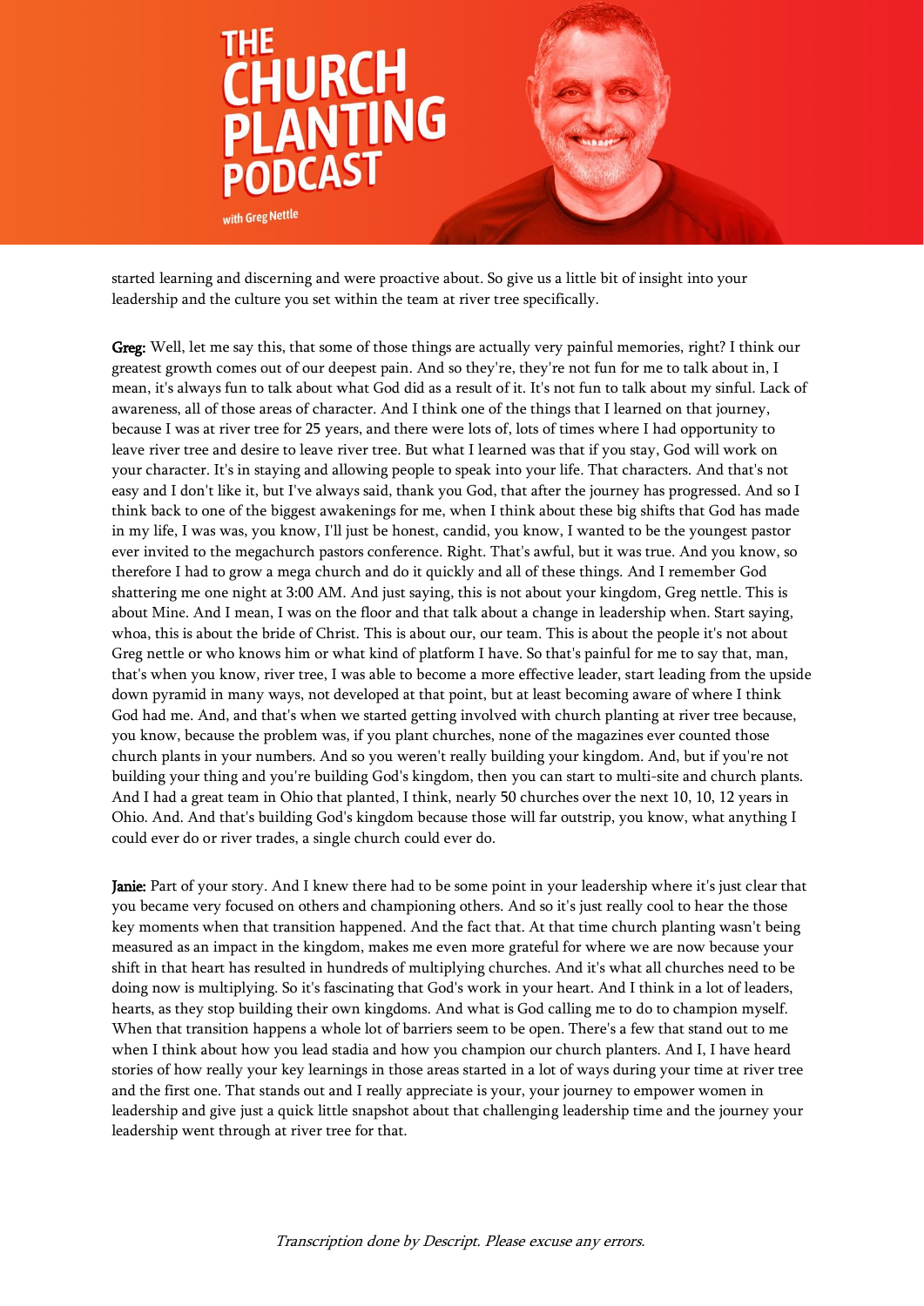started learning and discerning and were proactive about. So give us a little bit of insight into your leadership and the culture you set within the team at river tree specifically.

**Greg:** Well, let me say this, that some of those things are actually very painful memories, right? I think our greatest growth comes out of our deepest pain. And so they're, they're not fun for me to talk about in, I mean, it's always fun to talk about what God did as a result of it. It's not fun to talk about my sinful. Lack of awareness, all of those areas of character. And I think one of the things that I learned on that journey, because I was at river tree for 25 years, and there were lots of, lots of times where I had opportunity to leave river tree and desire to leave river tree. But what I learned was that if you stay, God will work on your character. It's in staying and allowing people to speak into your life. That characters. And that's not easy and I don't like it, but I've always said, thank you God, that after the journey has progressed. And so I think back to one of the biggest awakenings for me, when I think about these big shifts that God has made in my life, I was was, you know, I'll just be honest, candid, you know, I wanted to be the youngest pastor ever invited to the megachurch pastors conference. Right. That's awful, but it was true. And you know, so therefore I had to grow a mega church and do it quickly and all of these things. And I remember God shattering me one night at 3:00 AM. And just saying, this is not about your kingdom, Greg nettle. This is about Mine. And I mean, I was on the floor and that talk about a change in leadership when. Start saying, whoa, this is about the bride of Christ. This is about our, our team. This is about the people it's not about Greg nettle or who knows him or what kind of platform I have. So that's painful for me to say that, man, that's when you know, river tree, I was able to become a more effective leader, start leading from the upside down pyramid in many ways, not developed at that point, but at least becoming aware of where I think God had me. And, and that's when we started getting involved with church planting at river tree because, you know, because the problem was, if you plant churches, none of the magazines ever counted those church plants in your numbers. And so you weren't really building your kingdom. And, but if you're not building your thing and you're building God's kingdom, then you can start to multi-site and church plants. And I had a great team in Ohio that planted, I think, nearly 50 churches over the next 10, 10, 12 years in Ohio. And. And that's building God's kingdom because those will far outstrip, you know, what anything I could ever do or river trades, a single church could ever do.

**Janie:** Part of your story. And I knew there had to be some point in your leadership where it's just clear that you became very focused on others and championing others. And so it's just really cool to hear the those key moments when that transition happened. And the fact that. At that time church planting wasn't being measured as an impact in the kingdom, makes me even more grateful for where we are now because your shift in that heart has resulted in hundreds of multiplying churches. And it's what all churches need to be doing now is multiplying. So it's fascinating that God's work in your heart. And I think in a lot of leaders, hearts, as they stop building their own kingdoms. And what is God calling me to do to champion myself. When that transition happens a whole lot of barriers seem to be open. There's a few that stand out to me when I think about how you lead stadia and how you champion our church planters. And I, I have heard stories of how really your key learnings in those areas started in a lot of ways during your time at river tree and the first one. That stands out and I really appreciate is your, your journey to empower women in leadership and give just a quick little snapshot about that challenging leadership time and the journey your leadership went through at river tree for that.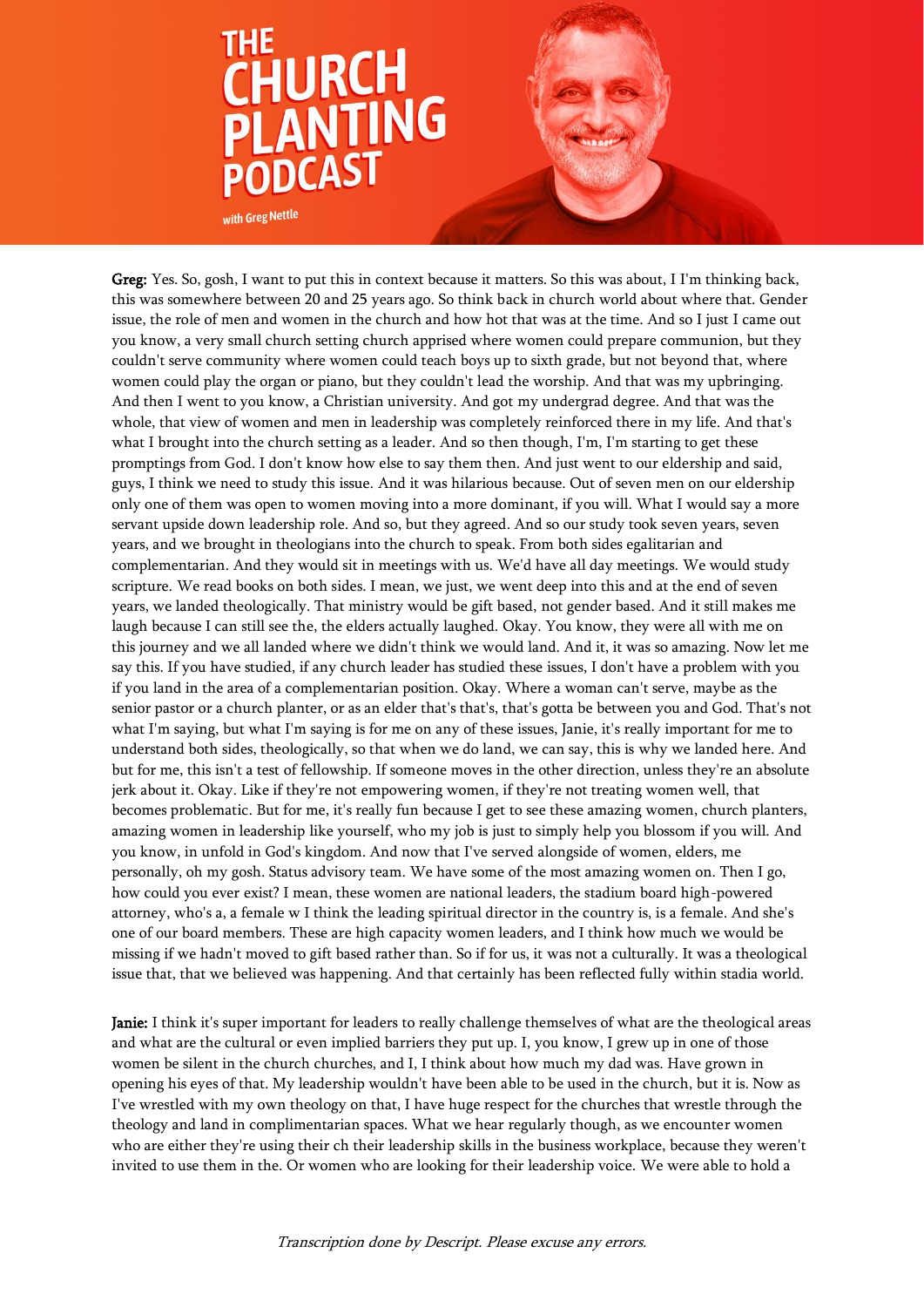**Greg:** Yes. So, gosh, I want to put this in context because it matters. So this was about, I I'm thinking back, this was somewhere between 20 and 25 years ago. So think back in church world about where that. Gender issue, the role of men and women in the church and how hot that was at the time. And so I just I came out you know, a very small church setting church apprised where women could prepare communion, but they couldn't serve community where women could teach boys up to sixth grade, but not beyond that, where women could play the organ or piano, but they couldn't lead the worship. And that was my upbringing. And then I went to you know, a Christian university. And got my undergrad degree. And that was the whole, that view of women and men in leadership was completely reinforced there in my life. And that's what I brought into the church setting as a leader. And so then though, I'm, I'm starting to get these promptings from God. I don't know how else to say them then. And just went to our eldership and said, guys, I think we need to study this issue. And it was hilarious because. Out of seven men on our eldership only one of them was open to women moving into a more dominant, if you will. What I would say a more servant upside down leadership role. And so, but they agreed. And so our study took seven years, seven years, and we brought in theologians into the church to speak. From both sides egalitarian and complementarian. And they would sit in meetings with us. We'd have all day meetings. We would study scripture. We read books on both sides. I mean, we just, we went deep into this and at the end of seven years, we landed theologically. That ministry would be gift based, not gender based. And it still makes me laugh because I can still see the, the elders actually laughed. Okay. You know, they were all with me on this journey and we all landed where we didn't think we would land. And it, it was so amazing. Now let me say this. If you have studied, if any church leader has studied these issues, I don't have a problem with you if you land in the area of a complementarian position. Okay. Where a woman can't serve, maybe as the senior pastor or a church planter, or as an elder that's that's, that's gotta be between you and God. That's not what I'm saying, but what I'm saying is for me on any of these issues, Janie, it's really important for me to understand both sides, theologically, so that when we do land, we can say, this is why we landed here. And but for me, this isn't a test of fellowship. If someone moves in the other direction, unless they're an absolute jerk about it. Okay. Like if they're not empowering women, if they're not treating women well, that becomes problematic. But for me, it's really fun because I get to see these amazing women, church planters, amazing women in leadership like yourself, who my job is just to simply help you blossom if you will. And you know, in unfold in God's kingdom. And now that I've served alongside of women, elders, me personally, oh my gosh. Status advisory team. We have some of the most amazing women on. Then I go, how could you ever exist? I mean, these women are national leaders, the stadium board high-powered attorney, who's a, a female w I think the leading spiritual director in the country is, is a female. And she's one of our board members. These are high capacity women leaders, and I think how much we would be missing if we hadn't moved to gift based rather than. So if for us, it was not a culturally. It was a theological issue that, that we believed was happening. And that certainly has been reflected fully within stadia world.

**Janie:** I think it's super important for leaders to really challenge themselves of what are the theological areas and what are the cultural or even implied barriers they put up. I, you know, I grew up in one of those women be silent in the church churches, and I, I think about how much my dad was. Have grown in opening his eyes of that. My leadership wouldn't have been able to be used in the church, but it is. Now as I've wrestled with my own theology on that, I have huge respect for the churches that wrestle through the theology and land in complimentarian spaces. What we hear regularly though, as we encounter women who are either they're using their ch their leadership skills in the business workplace, because they weren't invited to use them in the. Or women who are looking for their leadership voice. We were able to hold a

*Transcription done by Descript. Please excuse any errors.*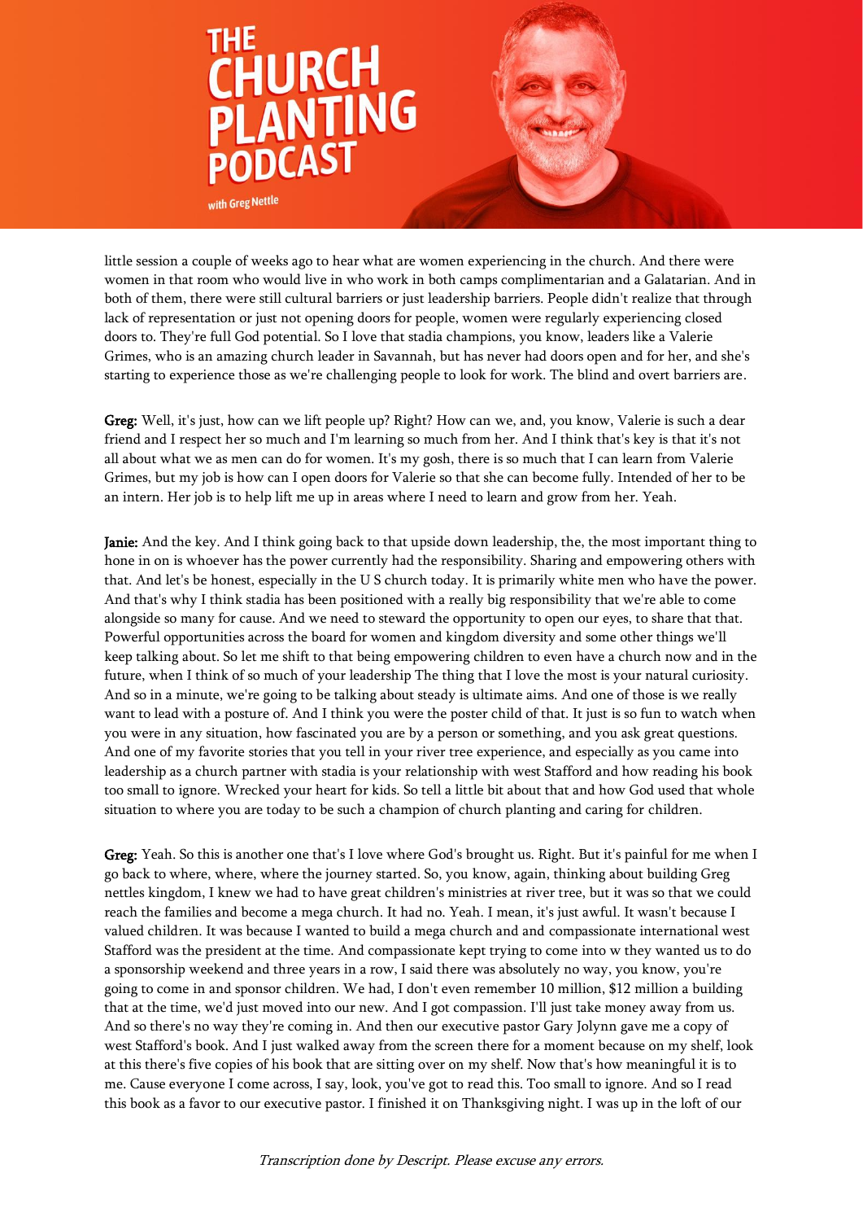little session a couple of weeks ago to hear what are women experiencing in the church. And there were women in that room who would live in who work in both camps complimentarian and a Galatarian. And in both of them, there were still cultural barriers or just leadership barriers. People didn't realize that through lack of representation or just not opening doors for people, women were regularly experiencing closed doors to. They're full God potential. So I love that stadia champions, you know, leaders like a Valerie Grimes, who is an amazing church leader in Savannah, but has never had doors open and for her, and she's starting to experience those as we're challenging people to look for work. The blind and overt barriers are.

**Greg:** Well, it's just, how can we lift people up? Right? How can we, and, you know, Valerie is such a dear friend and I respect her so much and I'm learning so much from her. And I think that's key is that it's not all about what we as men can do for women. It's my gosh, there is so much that I can learn from Valerie Grimes, but my job is how can I open doors for Valerie so that she can become fully. Intended of her to be an intern. Her job is to help lift me up in areas where I need to learn and grow from her. Yeah.

**Janie:** And the key. And I think going back to that upside down leadership, the, the most important thing to hone in on is whoever has the power currently had the responsibility. Sharing and empowering others with that. And let's be honest, especially in the U S church today. It is primarily white men who have the power. And that's why I think stadia has been positioned with a really big responsibility that we're able to come alongside so many for cause. And we need to steward the opportunity to open our eyes, to share that that. Powerful opportunities across the board for women and kingdom diversity and some other things we'll keep talking about. So let me shift to that being empowering children to even have a church now and in the future, when I think of so much of your leadership The thing that I love the most is your natural curiosity. And so in a minute, we're going to be talking about steady is ultimate aims. And one of those is we really want to lead with a posture of. And I think you were the poster child of that. It just is so fun to watch when you were in any situation, how fascinated you are by a person or something, and you ask great questions. And one of my favorite stories that you tell in your river tree experience, and especially as you came into leadership as a church partner with stadia is your relationship with west Stafford and how reading his book too small to ignore. Wrecked your heart for kids. So tell a little bit about that and how God used that whole situation to where you are today to be such a champion of church planting and caring for children.

**Greg:** Yeah. So this is another one that's I love where God's brought us. Right. But it's painful for me when I go back to where, where, where the journey started. So, you know, again, thinking about building Greg nettles kingdom, I knew we had to have great children's ministries at river tree, but it was so that we could reach the families and become a mega church. It had no. Yeah. I mean, it's just awful. It wasn't because I valued children. It was because I wanted to build a mega church and and compassionate international west Stafford was the president at the time. And compassionate kept trying to come into w they wanted us to do a sponsorship weekend and three years in a row, I said there was absolutely no way, you know, you're going to come in and sponsor children. We had, I don't even remember 10 million, $12 million a building that at the time, we'd just moved into our new. And I got compassion. I'll just take money away from us. And so there's no way they're coming in. And then our executive pastor Gary Jolynn gave me a copy of west Stafford's book. And I just walked away from the screen there for a moment because on my shelf, look at this there's five copies of his book that are sitting over on my shelf. Now that's how meaningful it is to me. Cause everyone I come across, I say, look, you've got to read this. Too small to ignore. And so I read this book as a favor to our executive pastor. I finished it on Thanksgiving night. I was up in the loft of our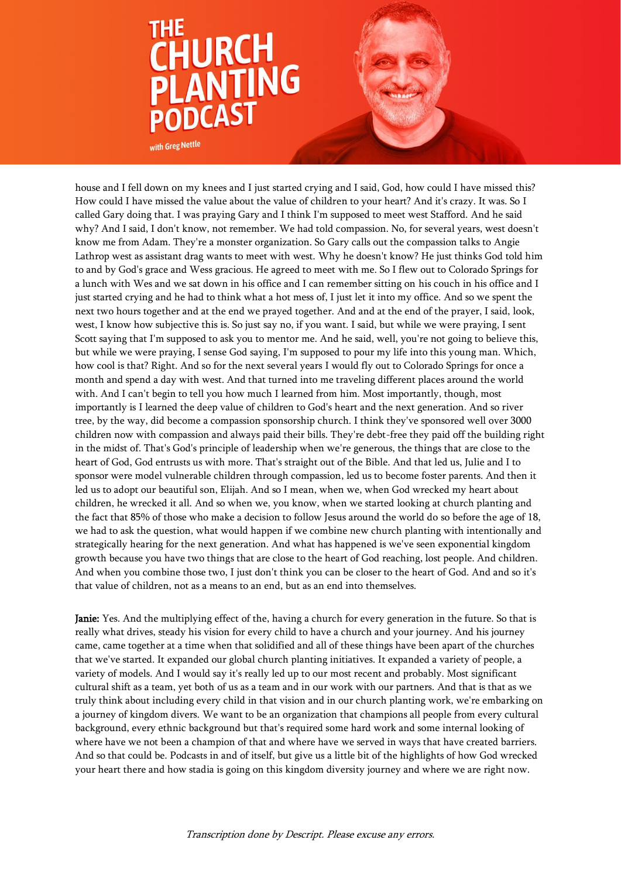house and I fell down on my knees and I just started crying and I said, God, how could I have missed this? How could I have missed the value about the value of children to your heart? And it's crazy. It was. So I called Gary doing that. I was praying Gary and I think I'm supposed to meet west Stafford. And he said why? And I said, I don't know, not remember. We had told compassion. No, for several years, west doesn't know me from Adam. They're a monster organization. So Gary calls out the compassion talks to Angie Lathrop west as assistant drag wants to meet with west. Why he doesn't know? He just thinks God told him to and by God's grace and Wess gracious. He agreed to meet with me. So I flew out to Colorado Springs for a lunch with Wes and we sat down in his office and I can remember sitting on his couch in his office and I just started crying and he had to think what a hot mess of, I just let it into my office. And so we spent the next two hours together and at the end we prayed together. And and at the end of the prayer, I said, look, west, I know how subjective this is. So just say no, if you want. I said, but while we were praying, I sent Scott saying that I'm supposed to ask you to mentor me. And he said, well, you're not going to believe this, but while we were praying, I sense God saying, I'm supposed to pour my life into this young man. Which, how cool is that? Right. And so for the next several years I would fly out to Colorado Springs for once a month and spend a day with west. And that turned into me traveling different places around the world with. And I can't begin to tell you how much I learned from him. Most importantly, though, most importantly is I learned the deep value of children to God's heart and the next generation. And so river tree, by the way, did become a compassion sponsorship church. I think they've sponsored well over 3000 children now with compassion and always paid their bills. They're debt-free they paid off the building right in the midst of. That's God's principle of leadership when we're generous, the things that are close to the heart of God, God entrusts us with more. That's straight out of the Bible. And that led us, Julie and I to sponsor were model vulnerable children through compassion, led us to become foster parents. And then it led us to adopt our beautiful son, Elijah. And so I mean, when we, when God wrecked my heart about children, he wrecked it all. And so when we, you know, when we started looking at church planting and the fact that 85% of those who make a decision to follow Jesus around the world do so before the age of 18, we had to ask the question, what would happen if we combine new church planting with intentionally and strategically hearing for the next generation. And what has happened is we've seen exponential kingdom growth because you have two things that are close to the heart of God reaching, lost people. And children. And when you combine those two, I just don't think you can be closer to the heart of God. And and so it's that value of children, not as a means to an end, but as an end into themselves.

**Janie:** Yes. And the multiplying effect of the, having a church for every generation in the future. So that is really what drives, steady his vision for every child to have a church and your journey. And his journey came, came together at a time when that solidified and all of these things have been apart of the churches that we've started. It expanded our global church planting initiatives. It expanded a variety of people, a variety of models. And I would say it's really led up to our most recent and probably. Most significant cultural shift as a team, yet both of us as a team and in our work with our partners. And that is that as we truly think about including every child in that vision and in our church planting work, we're embarking on a journey of kingdom divers. We want to be an organization that champions all people from every cultural background, every ethnic background but that's required some hard work and some internal looking of where have we not been a champion of that and where have we served in ways that have created barriers. And so that could be. Podcasts in and of itself, but give us a little bit of the highlights of how God wrecked your heart there and how stadia is going on this kingdom diversity journey and where we are right now.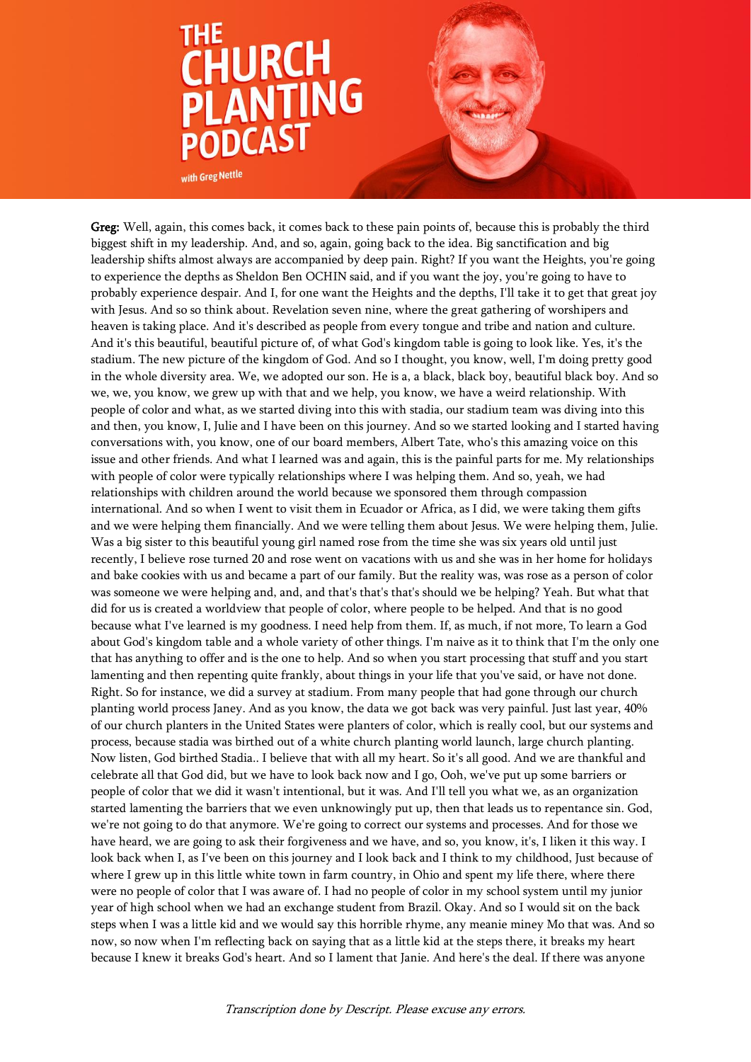**Greg:** Well, again, this comes back, it comes back to these pain points of, because this is probably the third biggest shift in my leadership. And, and so, again, going back to the idea. Big sanctification and big leadership shifts almost always are accompanied by deep pain. Right? If you want the Heights, you're going to experience the depths as Sheldon Ben OCHIN said, and if you want the joy, you're going to have to probably experience despair. And I, for one want the Heights and the depths, I'll take it to get that great joy with Jesus. And so so think about. Revelation seven nine, where the great gathering of worshipers and heaven is taking place. And it's described as people from every tongue and tribe and nation and culture. And it's this beautiful, beautiful picture of, of what God's kingdom table is going to look like. Yes, it's the stadium. The new picture of the kingdom of God. And so I thought, you know, well, I'm doing pretty good in the whole diversity area. We, we adopted our son. He is a, a black, black boy, beautiful black boy. And so we, we, you know, we grew up with that and we help, you know, we have a weird relationship. With people of color and what, as we started diving into this with stadia, our stadium team was diving into this and then, you know, I, Julie and I have been on this journey. And so we started looking and I started having conversations with, you know, one of our board members, Albert Tate, who's this amazing voice on this issue and other friends. And what I learned was and again, this is the painful parts for me. My relationships with people of color were typically relationships where I was helping them. And so, yeah, we had relationships with children around the world because we sponsored them through compassion international. And so when I went to visit them in Ecuador or Africa, as I did, we were taking them gifts and we were helping them financially. And we were telling them about Jesus. We were helping them, Julie. Was a big sister to this beautiful young girl named rose from the time she was six years old until just recently, I believe rose turned 20 and rose went on vacations with us and she was in her home for holidays and bake cookies with us and became a part of our family. But the reality was, was rose as a person of color was someone we were helping and, and, and that's that's that's should we be helping? Yeah. But what that did for us is created a worldview that people of color, where people to be helped. And that is no good because what I've learned is my goodness. I need help from them. If, as much, if not more, To learn a God about God's kingdom table and a whole variety of other things. I'm naive as it to think that I'm the only one that has anything to offer and is the one to help. And so when you start processing that stuff and you start lamenting and then repenting quite frankly, about things in your life that you've said, or have not done. Right. So for instance, we did a survey at stadium. From many people that had gone through our church planting world process Janey. And as you know, the data we got back was very painful. Just last year, 40% of our church planters in the United States were planters of color, which is really cool, but our systems and process, because stadia was birthed out of a white church planting world launch, large church planting. Now listen, God birthed Stadia.. I believe that with all my heart. So it's all good. And we are thankful and celebrate all that God did, but we have to look back now and I go, Ooh, we've put up some barriers or people of color that we did it wasn't intentional, but it was. And I'll tell you what we, as an organization started lamenting the barriers that we even unknowingly put up, then that leads us to repentance sin. God, we're not going to do that anymore. We're going to correct our systems and processes. And for those we have heard, we are going to ask their forgiveness and we have, and so, you know, it's, I liken it this way. I look back when I, as I've been on this journey and I look back and I think to my childhood, Just because of where I grew up in this little white town in farm country, in Ohio and spent my life there, where there were no people of color that I was aware of. I had no people of color in my school system until my junior year of high school when we had an exchange student from Brazil. Okay. And so I would sit on the back steps when I was a little kid and we would say this horrible rhyme, any meanie miney Mo that was. And so now, so now when I'm reflecting back on saying that as a little kid at the steps there, it breaks my heart because I knew it breaks God's heart. And so I lament that Janie. And here's the deal. If there was anyone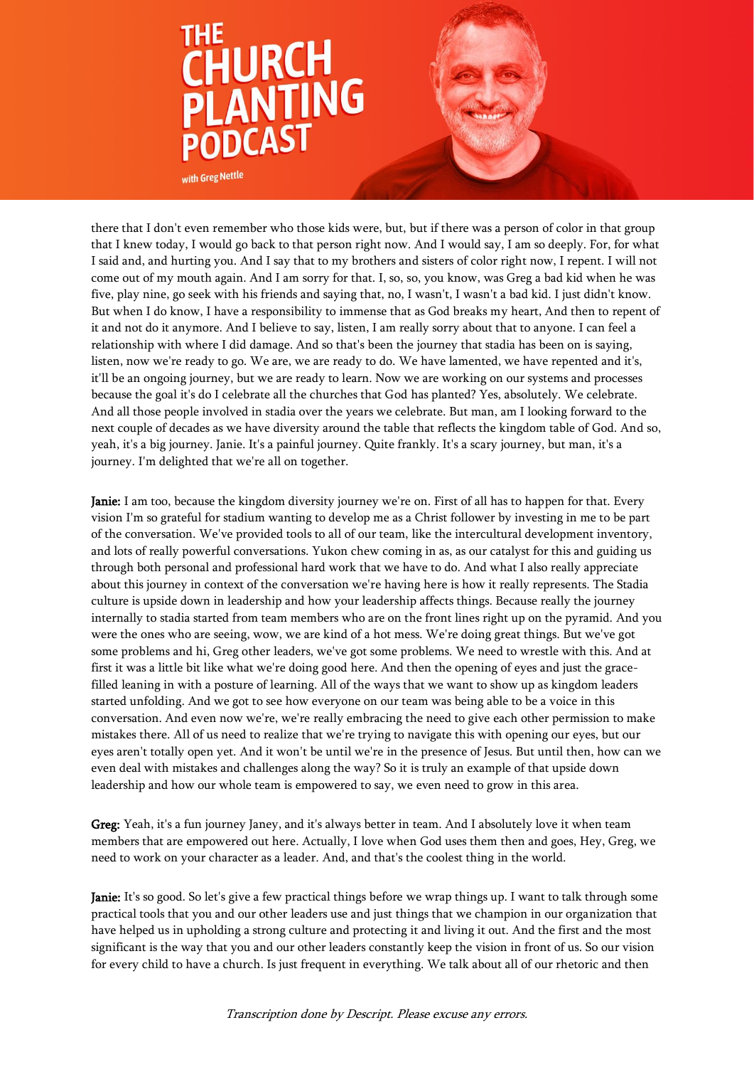there that I don't even remember who those kids were, but, but if there was a person of color in that group that I knew today, I would go back to that person right now. And I would say, I am so deeply. For, for what I said and, and hurting you. And I say that to my brothers and sisters of color right now, I repent. I will not come out of my mouth again. And I am sorry for that. I, so, so, you know, was Greg a bad kid when he was five, play nine, go seek with his friends and saying that, no, I wasn't, I wasn't a bad kid. I just didn't know. But when I do know, I have a responsibility to immense that as God breaks my heart, And then to repent of it and not do it anymore. And I believe to say, listen, I am really sorry about that to anyone. I can feel a relationship with where I did damage. And so that's been the journey that stadia has been on is saying, listen, now we're ready to go. We are, we are ready to do. We have lamented, we have repented and it's, it'll be an ongoing journey, but we are ready to learn. Now we are working on our systems and processes because the goal it's do I celebrate all the churches that God has planted? Yes, absolutely. We celebrate. And all those people involved in stadia over the years we celebrate. But man, am I looking forward to the next couple of decades as we have diversity around the table that reflects the kingdom table of God. And so, yeah, it's a big journey. Janie. It's a painful journey. Quite frankly. It's a scary journey, but man, it's a journey. I'm delighted that we're all on together.

**Janie:** I am too, because the kingdom diversity journey we're on. First of all has to happen for that. Every vision I'm so grateful for stadium wanting to develop me as a Christ follower by investing in me to be part of the conversation. We've provided tools to all of our team, like the intercultural development inventory, and lots of really powerful conversations. Yukon chew coming in as, as our catalyst for this and guiding us through both personal and professional hard work that we have to do. And what I also really appreciate about this journey in context of the conversation we're having here is how it really represents. The Stadia culture is upside down in leadership and how your leadership affects things. Because really the journey internally to stadia started from team members who are on the front lines right up on the pyramid. And you were the ones who are seeing, wow, we are kind of a hot mess. We're doing great things. But we've got some problems and hi, Greg other leaders, we've got some problems. We need to wrestle with this. And at first it was a little bit like what we're doing good here. And then the opening of eyes and just the grace-filled leaning in with a posture of learning. All of the ways that we want to show up as kingdom leaders started unfolding. And we got to see how everyone on our team was being able to be a voice in this conversation. And even now we're, we're really embracing the need to give each other permission to make mistakes there. All of us need to realize that we're trying to navigate this with opening our eyes, but our eyes aren't totally open yet. And it won't be until we're in the presence of Jesus. But until then, how can we even deal with mistakes and challenges along the way? So it is truly an example of that upside down leadership and how our whole team is empowered to say, we even need to grow in this area.

**Greg:** Yeah, it's a fun journey Janey, and it's always better in team. And I absolutely love it when team members that are empowered out here. Actually, I love when God uses them then and goes, Hey, Greg, we need to work on your character as a leader. And, and that's the coolest thing in the world.

**Janie:** It's so good. So let's give a few practical things before we wrap things up. I want to talk through some practical tools that you and our other leaders use and just things that we champion in our organization that have helped us in upholding a strong culture and protecting it and living it out. And the first and the most significant is the way that you and our other leaders constantly keep the vision in front of us. So our vision for every child to have a church. Is just frequent in everything. We talk about all of our rhetoric and then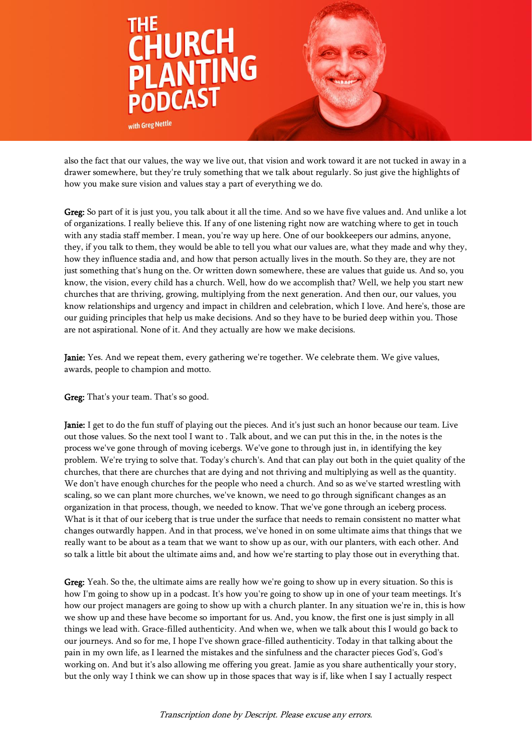also the fact that our values, the way we live out, that vision and work toward it are not tucked in away in a drawer somewhere, but they're truly something that we talk about regularly. So just give the highlights of how you make sure vision and values stay a part of everything we do.

**Greg:** So part of it is just you, you talk about it all the time. And so we have five values and. And unlike a lot of organizations. I really believe this. If any of one listening right now are watching where to get in touch with any stadia staff member. I mean, you're way up here. One of our bookkeepers our admins, anyone, they, if you talk to them, they would be able to tell you what our values are, what they made and why they, how they influence stadia and, and how that person actually lives in the mouth. So they are, they are not just something that's hung on the. Or written down somewhere, these are values that guide us. And so, you know, the vision, every child has a church. Well, how do we accomplish that? Well, we help you start new churches that are thriving, growing, multiplying from the next generation. And then our, our values, you know relationships and urgency and impact in children and celebration, which I love. And here's, those are our guiding principles that help us make decisions. And so they have to be buried deep within you. Those are not aspirational. None of it. And they actually are how we make decisions.

**Janie:** Yes. And we repeat them, every gathering we're together. We celebrate them. We give values, awards, people to champion and motto.

**Greg:** That's your team. That's so good.

**Janie:** I get to do the fun stuff of playing out the pieces. And it's just such an honor because our team. Live out those values. So the next tool I want to . Talk about, and we can put this in the, in the notes is the process we've gone through of moving icebergs. We've gone to through just in, in identifying the key problem. We're trying to solve that. Today's church's. And that can play out both in the quiet quality of the churches, that there are churches that are dying and not thriving and multiplying as well as the quantity. We don't have enough churches for the people who need a church. And so as we've started wrestling with scaling, so we can plant more churches, we've known, we need to go through significant changes as an organization in that process, though, we needed to know. That we've gone through an iceberg process. What is it that of our iceberg that is true under the surface that needs to remain consistent no matter what changes outwardly happen. And in that process, we've honed in on some ultimate aims that things that we really want to be about as a team that we want to show up as our, with our planters, with each other. And so talk a little bit about the ultimate aims and, and how we're starting to play those out in everything that.

**Greg:** Yeah. So the, the ultimate aims are really how we're going to show up in every situation. So this is how I'm going to show up in a podcast. It's how you're going to show up in one of your team meetings. It's how our project managers are going to show up with a church planter. In any situation we're in, this is how we show up and these have become so important for us. And, you know, the first one is just simply in all things we lead with. Grace-filled authenticity. And when we, when we talk about this I would go back to our journeys. And so for me, I hope I've shown grace-filled authenticity. Today in that talking about the pain in my own life, as I learned the mistakes and the sinfulness and the character pieces God's, God's working on. And but it's also allowing me offering you great. Jamie as you share authentically your story, but the only way I think we can show up in those spaces that way is if, like when I say I actually respect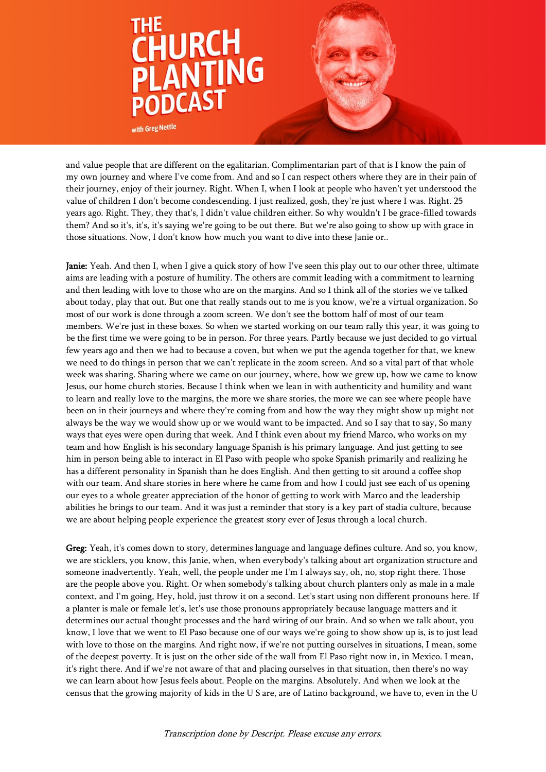and value people that are different on the egalitarian. Complimentarian part of that is I know the pain of my own journey and where I've come from. And and so I can respect others where they are in their pain of their journey, enjoy of their journey. Right. When I, when I look at people who haven't yet understood the value of children I don't become condescending. I just realized, gosh, they're just where I was. Right. 25 years ago. Right. They, they that's, I didn't value children either. So why wouldn't I be grace-filled towards them? And so it's, it's, it's saying we're going to be out there. But we're also going to show up with grace in those situations. Now, I don't know how much you want to dive into these Janie or..

**Janie:** Yeah. And then I, when I give a quick story of how I've seen this play out to our other three, ultimate aims are leading with a posture of humility. The others are commit leading with a commitment to learning and then leading with love to those who are on the margins. And so I think all of the stories we've talked about today, play that out. But one that really stands out to me is you know, we're a virtual organization. So most of our work is done through a zoom screen. We don't see the bottom half of most of our team members. We're just in these boxes. So when we started working on our team rally this year, it was going to be the first time we were going to be in person. For three years. Partly because we just decided to go virtual few years ago and then we had to because a coven, but when we put the agenda together for that, we knew we need to do things in person that we can't replicate in the zoom screen. And so a vital part of that whole week was sharing. Sharing where we came on our journey, where, how we grew up, how we came to know Jesus, our home church stories. Because I think when we lean in with authenticity and humility and want to learn and really love to the margins, the more we share stories, the more we can see where people have been on in their journeys and where they're coming from and how the way they might show up might not always be the way we would show up or we would want to be impacted. And so I say that to say, So many ways that eyes were open during that week. And I think even about my friend Marco, who works on my team and how English is his secondary language Spanish is his primary language. And just getting to see him in person being able to interact in El Paso with people who spoke Spanish primarily and realizing he has a different personality in Spanish than he does English. And then getting to sit around a coffee shop with our team. And share stories in here where he came from and how I could just see each of us opening our eyes to a whole greater appreciation of the honor of getting to work with Marco and the leadership abilities he brings to our team. And it was just a reminder that story is a key part of stadia culture, because we are about helping people experience the greatest story ever of Jesus through a local church.

**Greg:** Yeah, it's comes down to story, determines language and language defines culture. And so, you know, we are sticklers, you know, this Janie, when, when everybody's talking about art organization structure and someone inadvertently. Yeah, well, the people under me I'm I always say, oh, no, stop right there. Those are the people above you. Right. Or when somebody's talking about church planters only as male in a male context, and I'm going, Hey, hold, just throw it on a second. Let's start using non different pronouns here. If a planter is male or female let's, let's use those pronouns appropriately because language matters and it determines our actual thought processes and the hard wiring of our brain. And so when we talk about, you know, I love that we went to El Paso because one of our ways we're going to show show up is, is to just lead with love to those on the margins. And right now, if we're not putting ourselves in situations, I mean, some of the deepest poverty. It is just on the other side of the wall from El Paso right now in, in Mexico. I mean, it's right there. And if we're not aware of that and placing ourselves in that situation, then there's no way we can learn about how Jesus feels about. People on the margins. Absolutely. And when we look at the census that the growing majority of kids in the U S are, are of Latino background, we have to, even in the U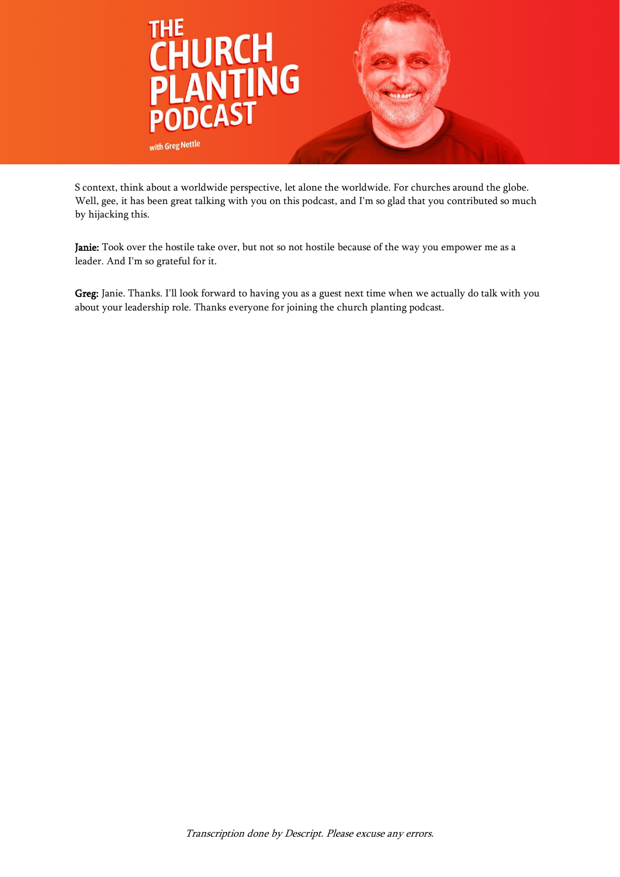S context, think about a worldwide perspective, let alone the worldwide. For churches around the globe. Well, gee, it has been great talking with you on this podcast, and I'm so glad that you contributed so much by hijacking this.

**Janie:** Took over the hostile take over, but not so not hostile because of the way you empower me as a leader. And I'm so grateful for it.

**Greg:** Janie. Thanks. I'll look forward to having you as a guest next time when we actually do talk with you about your leadership role. Thanks everyone for joining the church planting podcast.

*Transcription done by Descript. Please excuse any errors.*